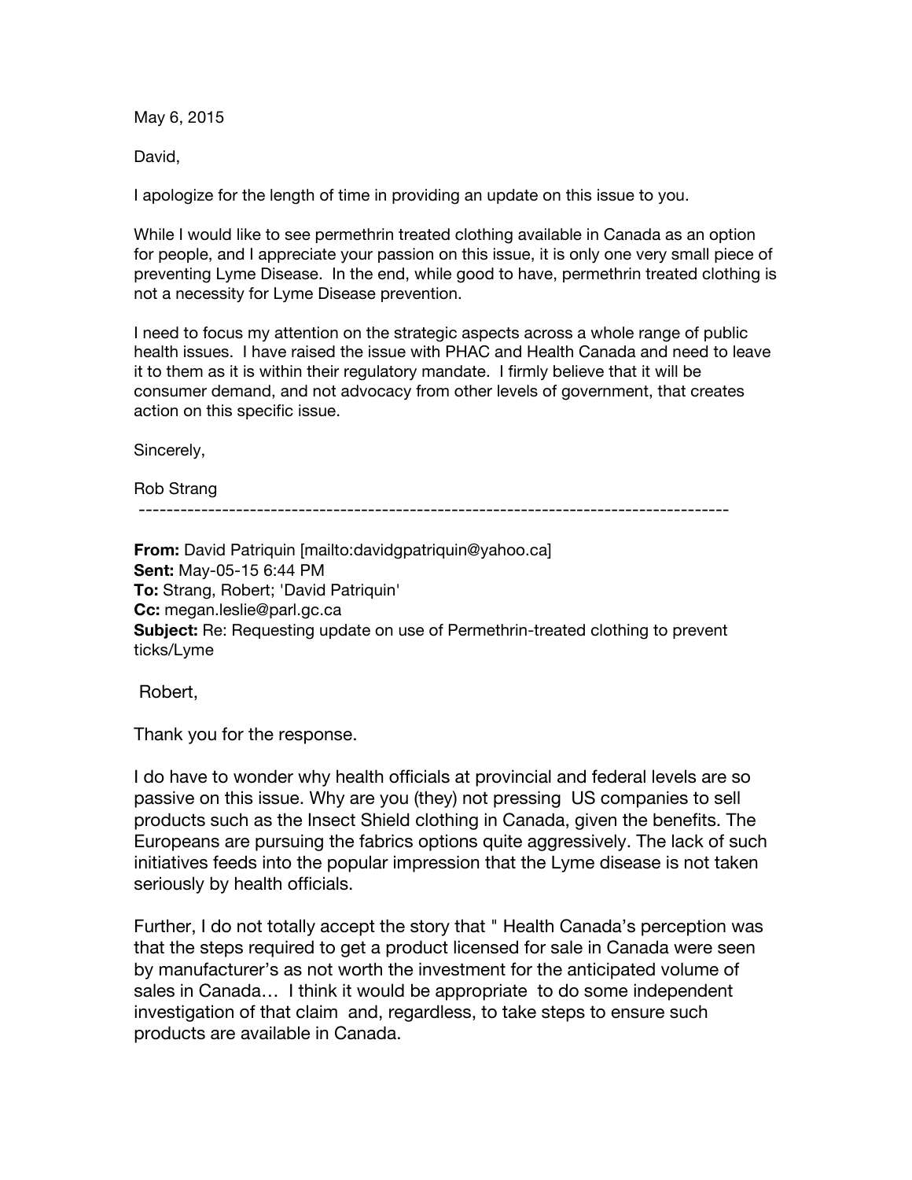May 6, 2015

David,

I apologize for the length of time in providing an update on this issue to you.

While I would like to see permethrin treated clothing available in Canada as an option for people, and I appreciate your passion on this issue, it is only one very small piece of preventing Lyme Disease. In the end, while good to have, permethrin treated clothing is not a necessity for Lyme Disease prevention.

I need to focus my attention on the strategic aspects across a whole range of public health issues. I have raised the issue with PHAC and Health Canada and need to leave it to them as it is within their regulatory mandate. I firmly believe that it will be consumer demand, and not advocacy from other levels of government, that creates action on this specific issue.

Sincerely,

Rob Strang

---

**From:** David Patriquin [mailto:davidgpatriquin@yahoo.ca]
**Sent:** May-05-15 6:44 PM
**To:** Strang, Robert; 'David Patriquin'
**Cc:** megan.leslie@parl.gc.ca
**Subject:** Re: Requesting update on use of Permethrin-treated clothing to prevent ticks/Lyme

Robert,

Thank you for the response.

I do have to wonder why health officials at provincial and federal levels are so passive on this issue. Why are you (they) not pressing US companies to sell products such as the Insect Shield clothing in Canada, given the benefits. The Europeans are pursuing the fabrics options quite aggressively. The lack of such initiatives feeds into the popular impression that the Lyme disease is not taken seriously by health officials.

Further, I do not totally accept the story that " Health Canada's perception was that the steps required to get a product licensed for sale in Canada were seen by manufacturer's as not worth the investment for the anticipated volume of sales in Canada… I think it would be appropriate to do some independent investigation of that claim and, regardless, to take steps to ensure such products are available in Canada.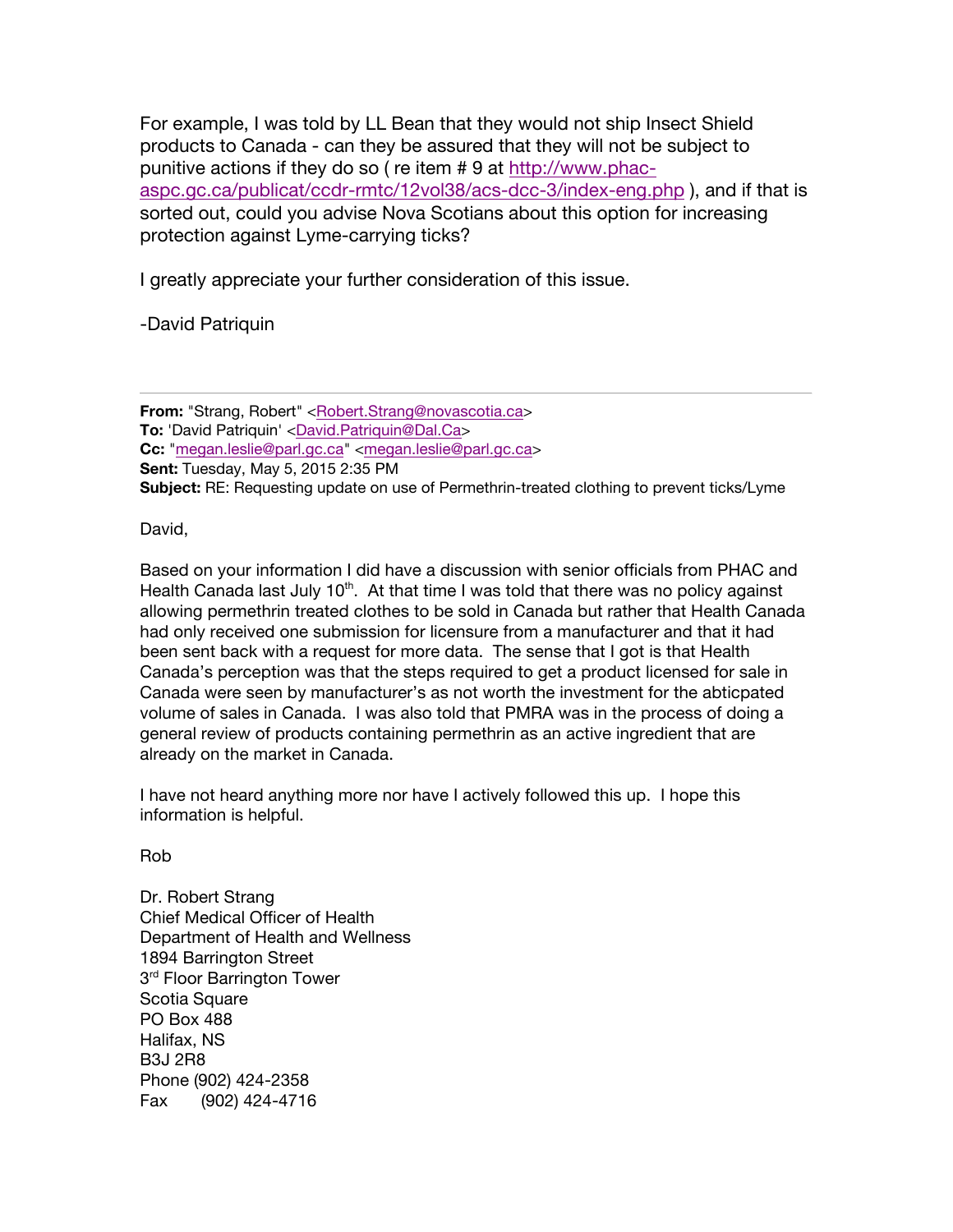For example, I was told by LL Bean that they would not ship Insect Shield products to Canada - can they be assured that they will not be subject to punitive actions if they do so ( re item # 9 at http://www.phac-aspc.gc.ca/publicat/ccdr-rmtc/12vol38/acs-dcc-3/index-eng.php ), and if that is sorted out, could you advise Nova Scotians about this option for increasing protection against Lyme-carrying ticks?

I greatly appreciate your further consideration of this issue.

-David Patriquin

---

**From:** "Strang, Robert" <Robert.Strang@novascotia.ca>
**To:** 'David Patriquin' <David.Patriquin@Dal.Ca>
**Cc:** "megan.leslie@parl.gc.ca" <megan.leslie@parl.gc.ca>
**Sent:** Tuesday, May 5, 2015 2:35 PM
**Subject:** RE: Requesting update on use of Permethrin-treated clothing to prevent ticks/Lyme

David,

Based on your information I did have a discussion with senior officials from PHAC and Health Canada last July 10th. At that time I was told that there was no policy against allowing permethrin treated clothes to be sold in Canada but rather that Health Canada had only received one submission for licensure from a manufacturer and that it had been sent back with a request for more data. The sense that I got is that Health Canada's perception was that the steps required to get a product licensed for sale in Canada were seen by manufacturer's as not worth the investment for the abticpated volume of sales in Canada. I was also told that PMRA was in the process of doing a general review of products containing permethrin as an active ingredient that are already on the market in Canada.

I have not heard anything more nor have I actively followed this up. I hope this information is helpful.

Rob

Dr. Robert Strang
Chief Medical Officer of Health
Department of Health and Wellness
1894 Barrington Street
3rd Floor Barrington Tower
Scotia Square
PO Box 488
Halifax, NS
B3J 2R8
Phone (902) 424-2358
Fax (902) 424-4716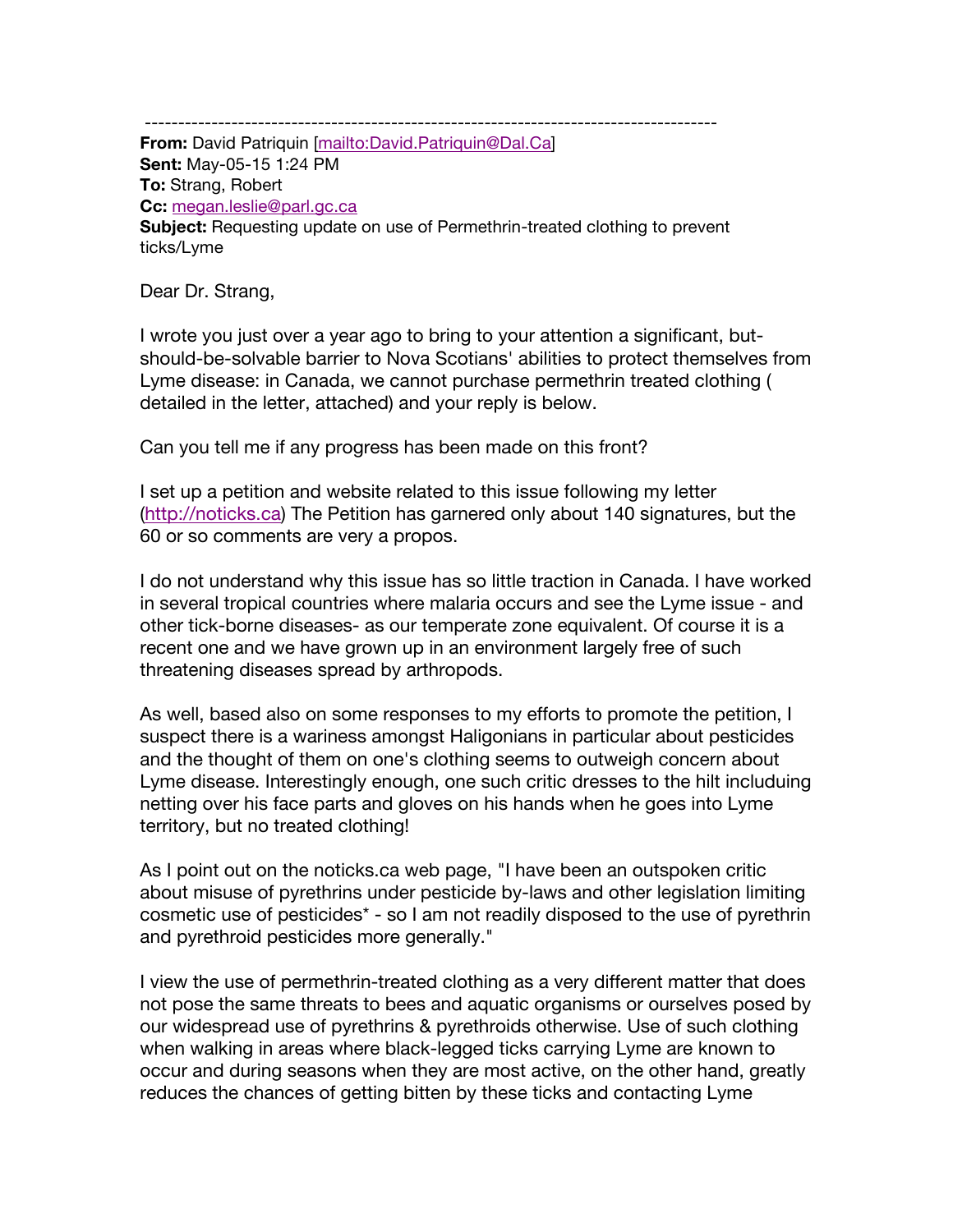---

**From:** David Patriquin [mailto:David.Patriquin@Dal.Ca]
**Sent:** May-05-15 1:24 PM
**To:** Strang, Robert
**Cc:** megan.leslie@parl.gc.ca
**Subject:** Requesting update on use of Permethrin-treated clothing to prevent ticks/Lyme

Dear Dr. Strang,

I wrote you just over a year ago to bring to your attention a significant, but-should-be-solvable barrier to Nova Scotians' abilities to protect themselves from Lyme disease: in Canada, we cannot purchase permethrin treated clothing ( detailed in the letter, attached) and your reply is below.

Can you tell me if any progress has been made on this front?

I set up a petition and website related to this issue following my letter (http://noticks.ca) The Petition has garnered only about 140 signatures, but the 60 or so comments are very a propos.

I do not understand why this issue has so little traction in Canada. I have worked in several tropical countries where malaria occurs and see the Lyme issue - and other tick-borne diseases- as our temperate zone equivalent. Of course it is a recent one and we have grown up in an environment largely free of such threatening diseases spread by arthropods.

As well, based also on some responses to my efforts to promote the petition, I suspect there is a wariness amongst Haligonians in particular about pesticides and the thought of them on one's clothing seems to outweigh concern about Lyme disease. Interestingly enough, one such critic dresses to the hilt includuing netting over his face parts and gloves on his hands when he goes into Lyme territory, but no treated clothing!

As I point out on the noticks.ca web page, "I have been an outspoken critic about misuse of pyrethrins under pesticide by-laws and other legislation limiting cosmetic use of pesticides* - so I am not readily disposed to the use of pyrethrin and pyrethroid pesticides more generally."

I view the use of permethrin-treated clothing as a very different matter that does not pose the same threats to bees and aquatic organisms or ourselves posed by our widespread use of pyrethrins & pyrethroids otherwise. Use of such clothing when walking in areas where black-legged ticks carrying Lyme are known to occur and during seasons when they are most active, on the other hand, greatly reduces the chances of getting bitten by these ticks and contacting Lyme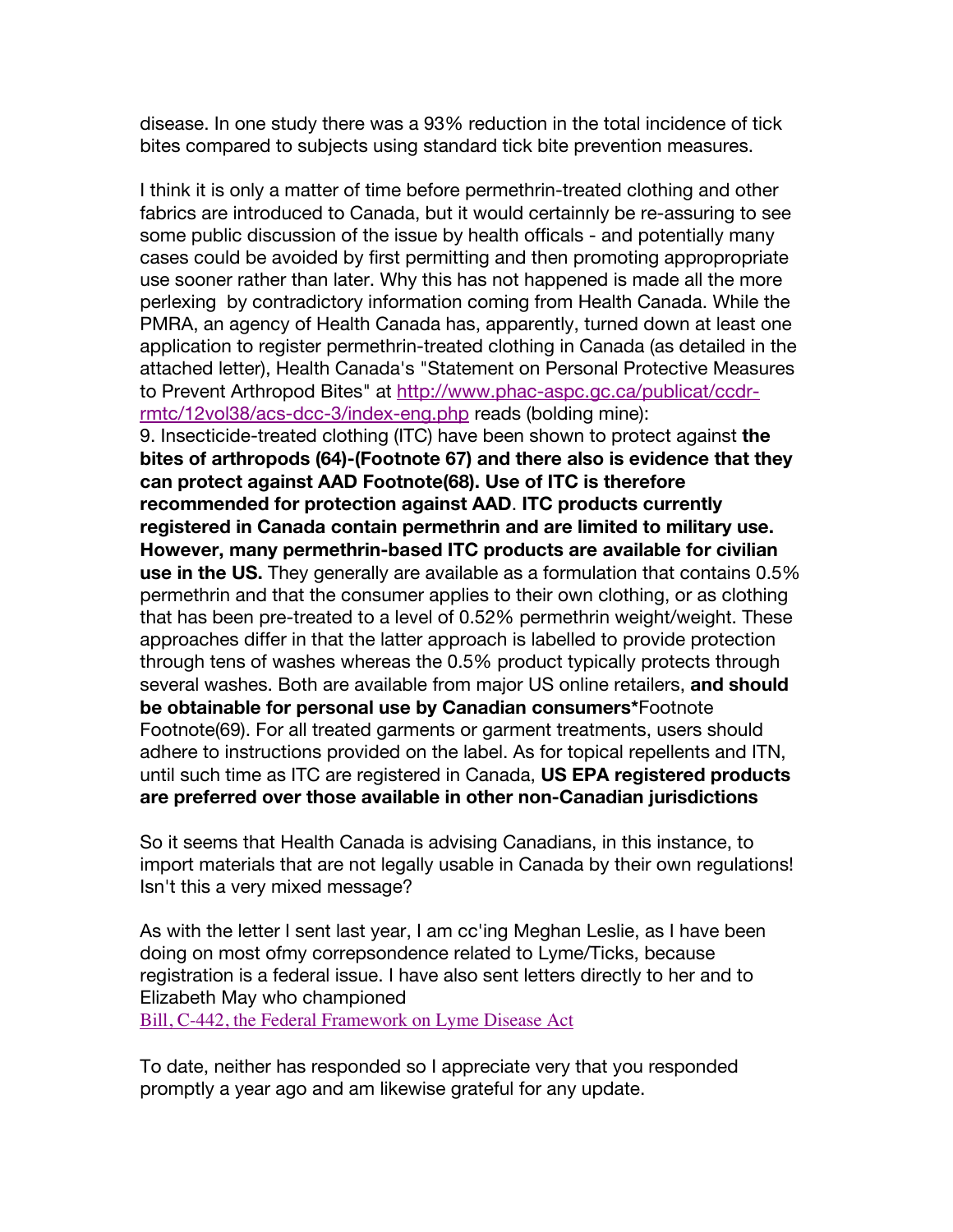disease. In one study there was a 93% reduction in the total incidence of tick bites compared to subjects using standard tick bite prevention measures.

I think it is only a matter of time before permethrin-treated clothing and other fabrics are introduced to Canada, but it would certainnly be re-assuring to see some public discussion of the issue by health officals - and potentially many cases could be avoided by first permitting and then promoting approppropriate use sooner rather than later. Why this has not happened is made all the more perlexing by contradictory information coming from Health Canada. While the PMRA, an agency of Health Canada has, apparently, turned down at least one application to register permethrin-treated clothing in Canada (as detailed in the attached letter), Health Canada's "Statement on Personal Protective Measures to Prevent Arthropod Bites" at [http://www.phac-aspc.gc.ca/publicat/ccdr-rmtc/12vol38/acs-dcc-3/index-eng.php](http://www.phac-aspc.gc.ca/publicat/ccdr-rmtc/12vol38/acs-dcc-3/index-eng.php) reads (bolding mine):
9. Insecticide-treated clothing (ITC) have been shown to protect against **the bites of arthropods (64)-(Footnote 67) and there also is evidence that they can protect against AAD Footnote(68). Use of ITC is therefore recommended for protection against AAD**. **ITC products currently registered in Canada contain permethrin and are limited to military use. However, many permethrin-based ITC products are available for civilian use in the US.** They generally are available as a formulation that contains 0.5% permethrin and that the consumer applies to their own clothing, or as clothing that has been pre-treated to a level of 0.52% permethrin weight/weight. These approaches differ in that the latter approach is labelled to provide protection through tens of washes whereas the 0.5% product typically protects through several washes. Both are available from major US online retailers, **and should be obtainable for personal use by Canadian consumers***Footnote Footnote(69). For all treated garments or garment treatments, users should adhere to instructions provided on the label. As for topical repellents and ITN, until such time as ITC are registered in Canada, **US EPA registered products are preferred over those available in other non-Canadian jurisdictions**

So it seems that Health Canada is advising Canadians, in this instance, to import materials that are not legally usable in Canada by their own regulations! Isn't this a very mixed message?

As with the letter I sent last year, I am cc'ing Meghan Leslie, as I have been doing on most ofmy correpsondence related to Lyme/Ticks, because registration is a federal issue. I have also sent letters directly to her and to Elizabeth May who championed
Bill, C-442, the Federal Framework on Lyme Disease Act

To date, neither has responded so I appreciate very that you responded promptly a year ago and am likewise grateful for any update.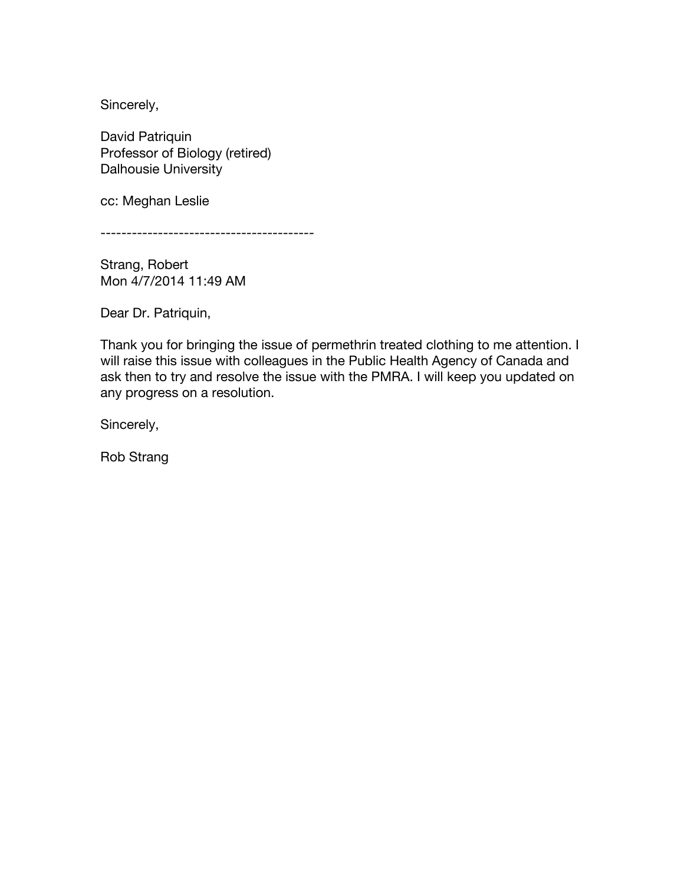Sincerely,

David Patriquin  
Professor of Biology (retired)  
Dalhousie University

cc: Meghan Leslie

----------------------------------------

Strang, Robert  
Mon 4/7/2014 11:49 AM

Dear Dr. Patriquin,

Thank you for bringing the issue of permethrin treated clothing to me attention. I will raise this issue with colleagues in the Public Health Agency of Canada and ask then to try and resolve the issue with the PMRA. I will keep you updated on any progress on a resolution.

Sincerely,

Rob Strang